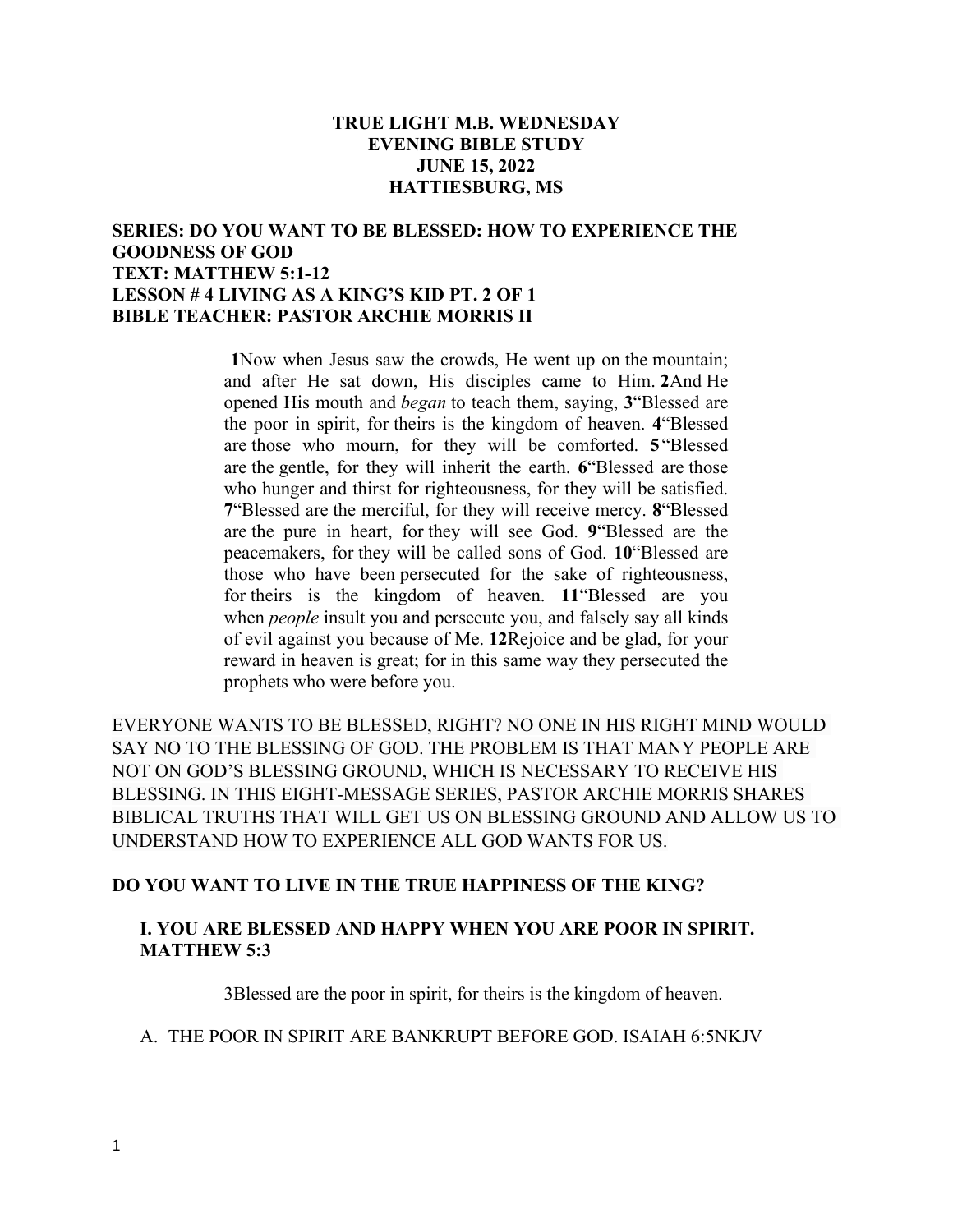**TRUE LIGHT M.B. WEDNESDAY**
**EVENING BIBLE STUDY**
**JUNE 15, 2022**
**HATTIESBURG, MS**

**SERIES: DO YOU WANT TO BE BLESSED: HOW TO EXPERIENCE THE GOODNESS OF GOD**
**TEXT: MATTHEW 5:1-12**
**LESSON # 4 LIVING AS A KING'S KID PT. 2 OF 1**
**BIBLE TEACHER: PASTOR ARCHIE MORRIS II**

> **1**Now when Jesus saw the crowds, He went up on the mountain; and after He sat down, His disciples came to Him. **2**And He opened His mouth and *began* to teach them, saying, **3**"Blessed are the poor in spirit, for theirs is the kingdom of heaven. **4**"Blessed are those who mourn, for they will be comforted. **5**"Blessed are the gentle, for they will inherit the earth. **6**"Blessed are those who hunger and thirst for righteousness, for they will be satisfied. **7**"Blessed are the merciful, for they will receive mercy. **8**"Blessed are the pure in heart, for they will see God. **9**"Blessed are the peacemakers, for they will be called sons of God. **10**"Blessed are those who have been persecuted for the sake of righteousness, for theirs is the kingdom of heaven. **11**"Blessed are you when *people* insult you and persecute you, and falsely say all kinds of evil against you because of Me. **12**Rejoice and be glad, for your reward in heaven is great; for in this same way they persecuted the prophets who were before you.

EVERYONE WANTS TO BE BLESSED, RIGHT? NO ONE IN HIS RIGHT MIND WOULD SAY NO TO THE BLESSING OF GOD. THE PROBLEM IS THAT MANY PEOPLE ARE NOT ON GOD'S BLESSING GROUND, WHICH IS NECESSARY TO RECEIVE HIS BLESSING. IN THIS EIGHT-MESSAGE SERIES, PASTOR ARCHIE MORRIS SHARES BIBLICAL TRUTHS THAT WILL GET US ON BLESSING GROUND AND ALLOW US TO UNDERSTAND HOW TO EXPERIENCE ALL GOD WANTS FOR US.

**DO YOU WANT TO LIVE IN THE TRUE HAPPINESS OF THE KING?**

**I. YOU ARE BLESSED AND HAPPY WHEN YOU ARE POOR IN SPIRIT. MATTHEW 5:3**

> 3Blessed are the poor in spirit, for theirs is the kingdom of heaven.

A. THE POOR IN SPIRIT ARE BANKRUPT BEFORE GOD. ISAIAH 6:5NKJV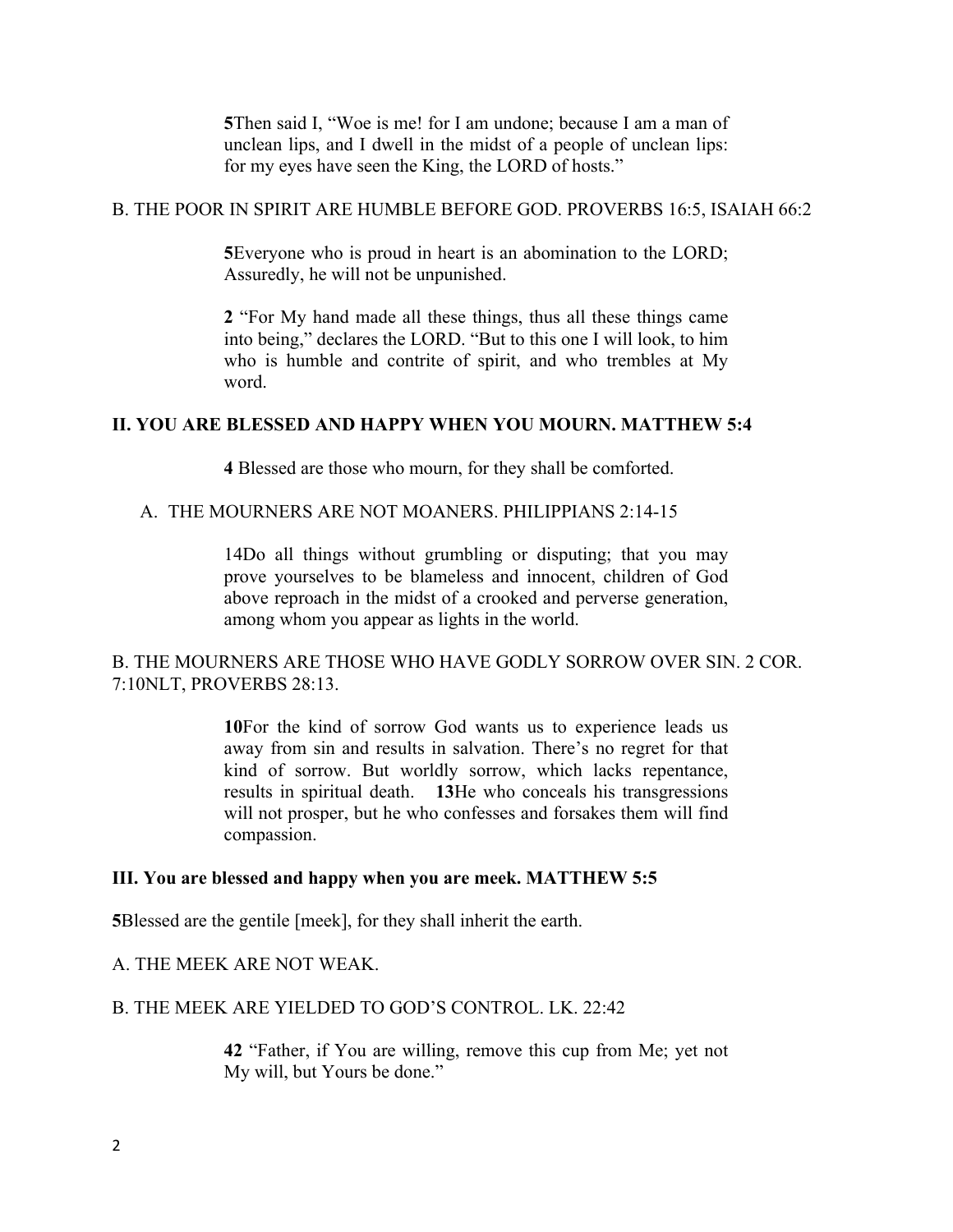**5**Then said I, "Woe is me! for I am undone; because I am a man of unclean lips, and I dwell in the midst of a people of unclean lips: for my eyes have seen the King, the LORD of hosts."

B. THE POOR IN SPIRIT ARE HUMBLE BEFORE GOD. PROVERBS 16:5, ISAIAH 66:2

**5**Everyone who is proud in heart is an abomination to the LORD; Assuredly, he will not be unpunished.

**2** "For My hand made all these things, thus all these things came into being," declares the LORD. "But to this one I will look, to him who is humble and contrite of spirit, and who trembles at My word.

**II. YOU ARE BLESSED AND HAPPY WHEN YOU MOURN. MATTHEW 5:4**

**4** Blessed are those who mourn, for they shall be comforted.

A. THE MOURNERS ARE NOT MOANERS. PHILIPPIANS 2:14-15

14Do all things without grumbling or disputing; that you may prove yourselves to be blameless and innocent, children of God above reproach in the midst of a crooked and perverse generation, among whom you appear as lights in the world.

B. THE MOURNERS ARE THOSE WHO HAVE GODLY SORROW OVER SIN. 2 COR. 7:10NLT, PROVERBS 28:13.

**10**For the kind of sorrow God wants us to experience leads us away from sin and results in salvation. There's no regret for that kind of sorrow. But worldly sorrow, which lacks repentance, results in spiritual death. **13**He who conceals his transgressions will not prosper, but he who confesses and forsakes them will find compassion.

**III. You are blessed and happy when you are meek. MATTHEW 5:5**

**5**Blessed are the gentile [meek], for they shall inherit the earth.

A. THE MEEK ARE NOT WEAK.

B. THE MEEK ARE YIELDED TO GOD'S CONTROL. LK. 22:42

**42** "Father, if You are willing, remove this cup from Me; yet not My will, but Yours be done."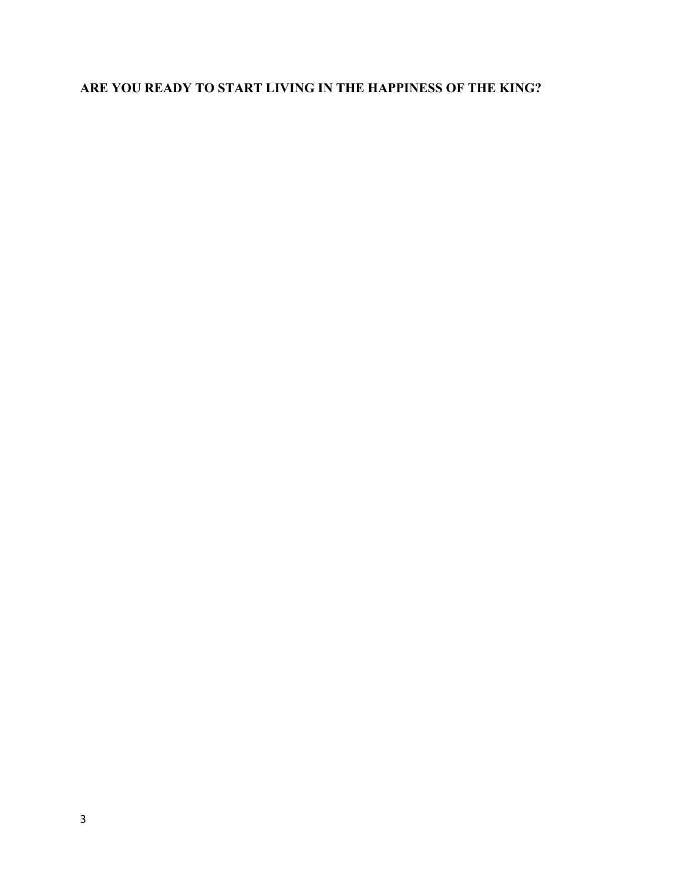**ARE YOU READY TO START LIVING IN THE HAPPINESS OF THE KING?**